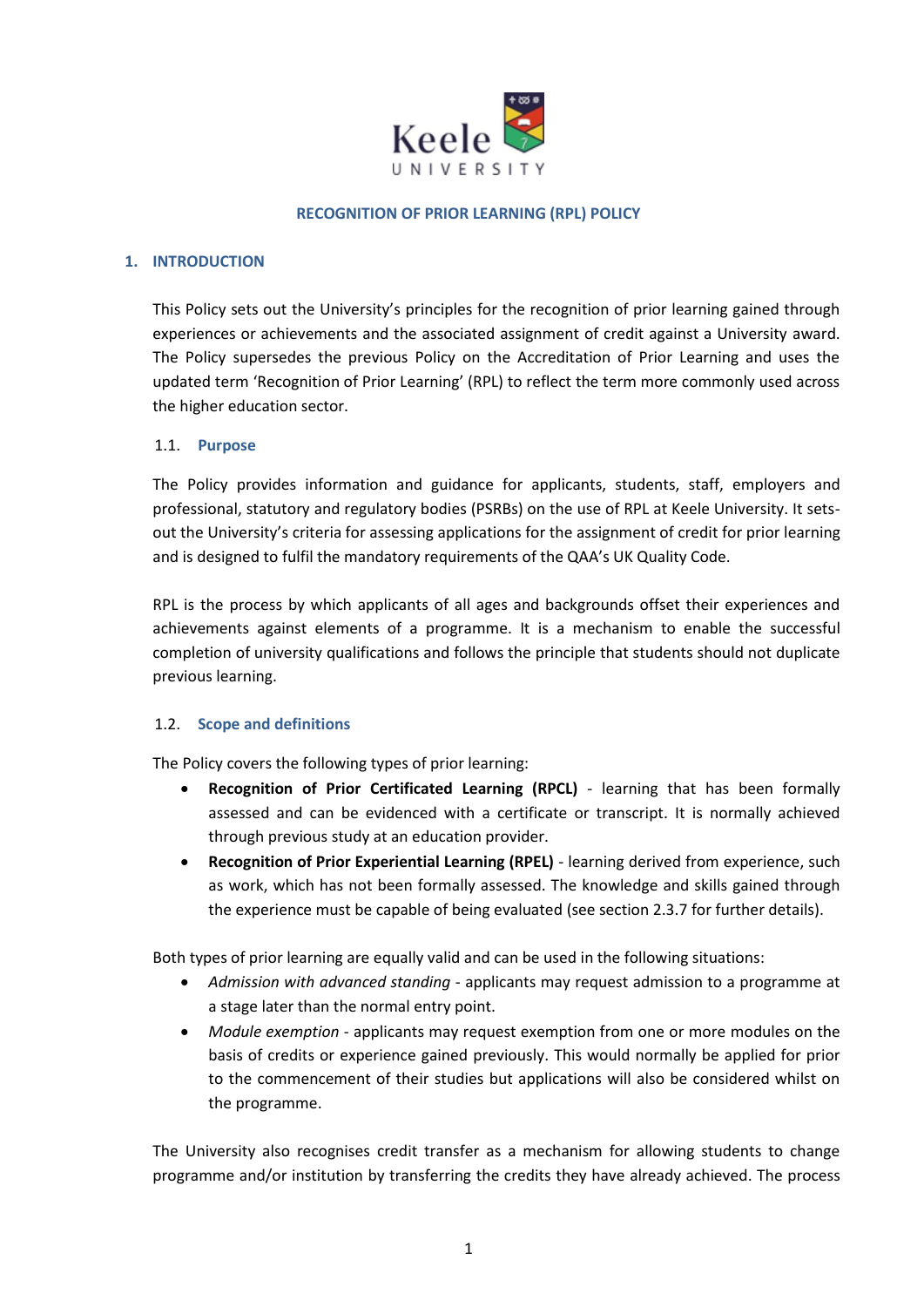Keele UNIVERSITY

# RECOGNITION OF PRIOR LEARNING (RPL) POLICY

## 1. INTRODUCTION

This Policy sets out the University's principles for the recognition of prior learning gained through experiences or achievements and the associated assignment of credit against a University award. The Policy supersedes the previous Policy on the Accreditation of Prior Learning and uses the updated term 'Recognition of Prior Learning' (RPL) to reflect the term more commonly used across the higher education sector.

### 1.1. Purpose

The Policy provides information and guidance for applicants, students, staff, employers and professional, statutory and regulatory bodies (PSRBs) on the use of RPL at Keele University. It sets-out the University's criteria for assessing applications for the assignment of credit for prior learning and is designed to fulfil the mandatory requirements of the QAA's UK Quality Code.

RPL is the process by which applicants of all ages and backgrounds offset their experiences and achievements against elements of a programme. It is a mechanism to enable the successful completion of university qualifications and follows the principle that students should not duplicate previous learning.

### 1.2. Scope and definitions

The Policy covers the following types of prior learning:

- **Recognition of Prior Certificated Learning (RPCL)** - learning that has been formally assessed and can be evidenced with a certificate or transcript. It is normally achieved through previous study at an education provider.
- **Recognition of Prior Experiential Learning (RPEL)** - learning derived from experience, such as work, which has not been formally assessed. The knowledge and skills gained through the experience must be capable of being evaluated (see section 2.3.7 for further details).

Both types of prior learning are equally valid and can be used in the following situations:

- *Admission with advanced standing* - applicants may request admission to a programme at a stage later than the normal entry point.
- *Module exemption* - applicants may request exemption from one or more modules on the basis of credits or experience gained previously. This would normally be applied for prior to the commencement of their studies but applications will also be considered whilst on the programme.

The University also recognises credit transfer as a mechanism for allowing students to change programme and/or institution by transferring the credits they have already achieved. The process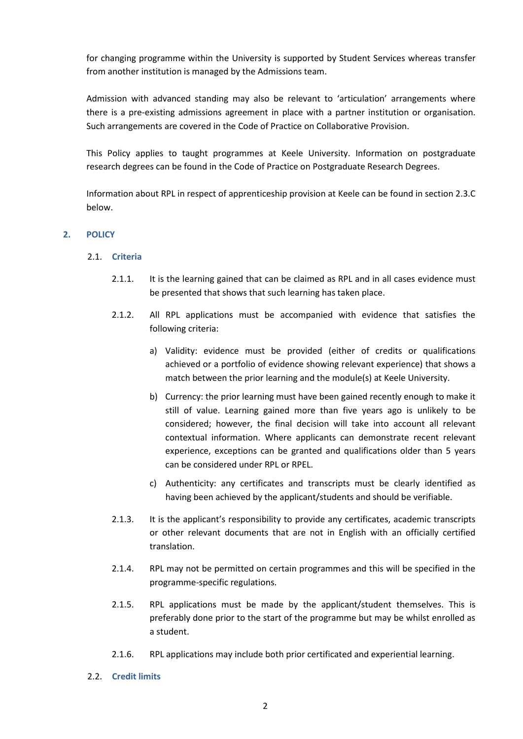for changing programme within the University is supported by Student Services whereas transfer from another institution is managed by the Admissions team.

Admission with advanced standing may also be relevant to 'articulation' arrangements where there is a pre-existing admissions agreement in place with a partner institution or organisation. Such arrangements are covered in the Code of Practice on Collaborative Provision.

This Policy applies to taught programmes at Keele University. Information on postgraduate research degrees can be found in the Code of Practice on Postgraduate Research Degrees.

Information about RPL in respect of apprenticeship provision at Keele can be found in section 2.3.C below.

## 2. POLICY

### 2.1. Criteria

2.1.1. It is the learning gained that can be claimed as RPL and in all cases evidence must be presented that shows that such learning has taken place.

2.1.2. All RPL applications must be accompanied with evidence that satisfies the following criteria:

a) Validity: evidence must be provided (either of credits or qualifications achieved or a portfolio of evidence showing relevant experience) that shows a match between the prior learning and the module(s) at Keele University.

b) Currency: the prior learning must have been gained recently enough to make it still of value. Learning gained more than five years ago is unlikely to be considered; however, the final decision will take into account all relevant contextual information. Where applicants can demonstrate recent relevant experience, exceptions can be granted and qualifications older than 5 years can be considered under RPL or RPEL.

c) Authenticity: any certificates and transcripts must be clearly identified as having been achieved by the applicant/students and should be verifiable.

2.1.3. It is the applicant's responsibility to provide any certificates, academic transcripts or other relevant documents that are not in English with an officially certified translation.

2.1.4. RPL may not be permitted on certain programmes and this will be specified in the programme-specific regulations.

2.1.5. RPL applications must be made by the applicant/student themselves. This is preferably done prior to the start of the programme but may be whilst enrolled as a student.

2.1.6. RPL applications may include both prior certificated and experiential learning.

### 2.2. Credit limits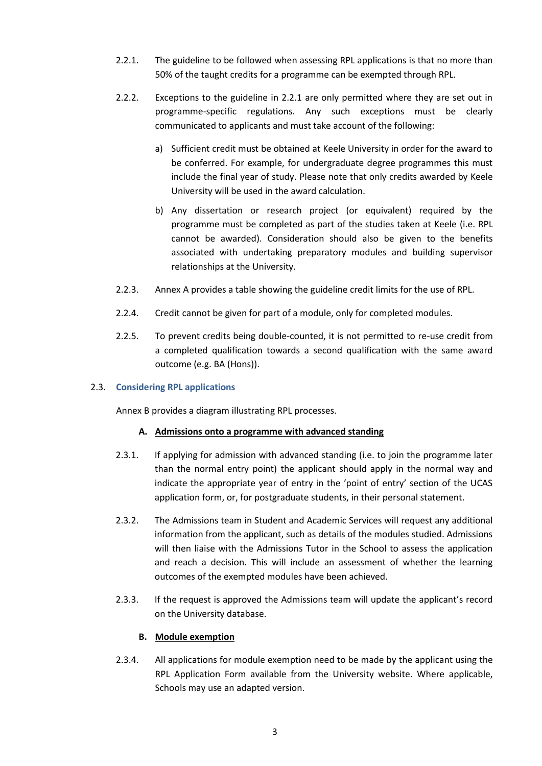2.2.1. The guideline to be followed when assessing RPL applications is that no more than 50% of the taught credits for a programme can be exempted through RPL.

2.2.2. Exceptions to the guideline in 2.2.1 are only permitted where they are set out in programme-specific regulations. Any such exceptions must be clearly communicated to applicants and must take account of the following:

a) Sufficient credit must be obtained at Keele University in order for the award to be conferred. For example, for undergraduate degree programmes this must include the final year of study. Please note that only credits awarded by Keele University will be used in the award calculation.

b) Any dissertation or research project (or equivalent) required by the programme must be completed as part of the studies taken at Keele (i.e. RPL cannot be awarded). Consideration should also be given to the benefits associated with undertaking preparatory modules and building supervisor relationships at the University.

2.2.3. Annex A provides a table showing the guideline credit limits for the use of RPL.

2.2.4. Credit cannot be given for part of a module, only for completed modules.

2.2.5. To prevent credits being double-counted, it is not permitted to re-use credit from a completed qualification towards a second qualification with the same award outcome (e.g. BA (Hons)).

### 2.3. Considering RPL applications

Annex B provides a diagram illustrating RPL processes.

#### A. Admissions onto a programme with advanced standing

2.3.1. If applying for admission with advanced standing (i.e. to join the programme later than the normal entry point) the applicant should apply in the normal way and indicate the appropriate year of entry in the 'point of entry' section of the UCAS application form, or, for postgraduate students, in their personal statement.

2.3.2. The Admissions team in Student and Academic Services will request any additional information from the applicant, such as details of the modules studied. Admissions will then liaise with the Admissions Tutor in the School to assess the application and reach a decision. This will include an assessment of whether the learning outcomes of the exempted modules have been achieved.

2.3.3. If the request is approved the Admissions team will update the applicant's record on the University database.

#### B. Module exemption

2.3.4. All applications for module exemption need to be made by the applicant using the RPL Application Form available from the University website. Where applicable, Schools may use an adapted version.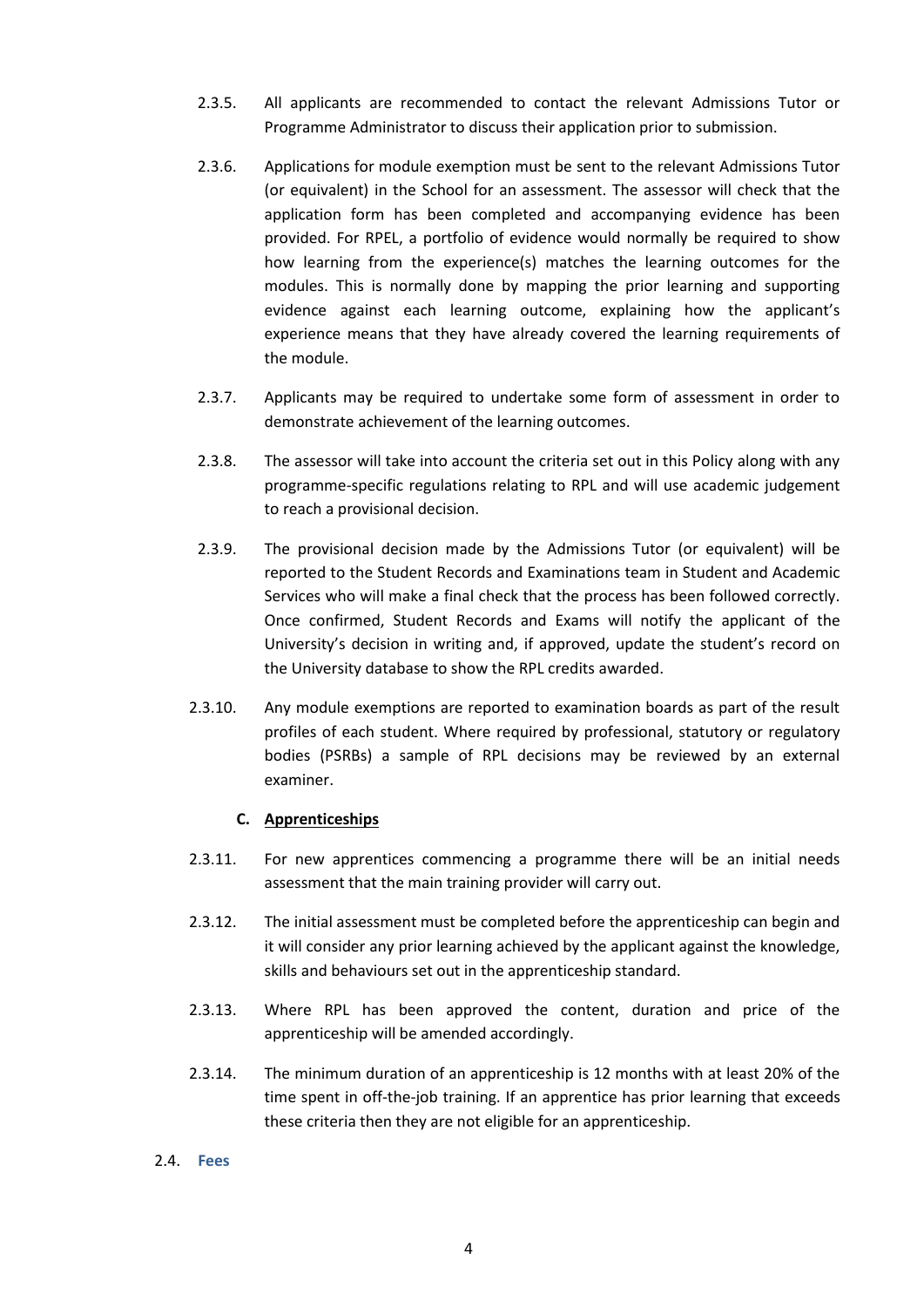2.3.5. All applicants are recommended to contact the relevant Admissions Tutor or Programme Administrator to discuss their application prior to submission.

2.3.6. Applications for module exemption must be sent to the relevant Admissions Tutor (or equivalent) in the School for an assessment. The assessor will check that the application form has been completed and accompanying evidence has been provided. For RPEL, a portfolio of evidence would normally be required to show how learning from the experience(s) matches the learning outcomes for the modules. This is normally done by mapping the prior learning and supporting evidence against each learning outcome, explaining how the applicant's experience means that they have already covered the learning requirements of the module.

2.3.7. Applicants may be required to undertake some form of assessment in order to demonstrate achievement of the learning outcomes.

2.3.8. The assessor will take into account the criteria set out in this Policy along with any programme-specific regulations relating to RPL and will use academic judgement to reach a provisional decision.

2.3.9. The provisional decision made by the Admissions Tutor (or equivalent) will be reported to the Student Records and Examinations team in Student and Academic Services who will make a final check that the process has been followed correctly. Once confirmed, Student Records and Exams will notify the applicant of the University's decision in writing and, if approved, update the student's record on the University database to show the RPL credits awarded.

2.3.10. Any module exemptions are reported to examination boards as part of the result profiles of each student. Where required by professional, statutory or regulatory bodies (PSRBs) a sample of RPL decisions may be reviewed by an external examiner.

**C. Apprenticeships**

2.3.11. For new apprentices commencing a programme there will be an initial needs assessment that the main training provider will carry out.

2.3.12. The initial assessment must be completed before the apprenticeship can begin and it will consider any prior learning achieved by the applicant against the knowledge, skills and behaviours set out in the apprenticeship standard.

2.3.13. Where RPL has been approved the content, duration and price of the apprenticeship will be amended accordingly.

2.3.14. The minimum duration of an apprenticeship is 12 months with at least 20% of the time spent in off-the-job training. If an apprentice has prior learning that exceeds these criteria then they are not eligible for an apprenticeship.

### 2.4. Fees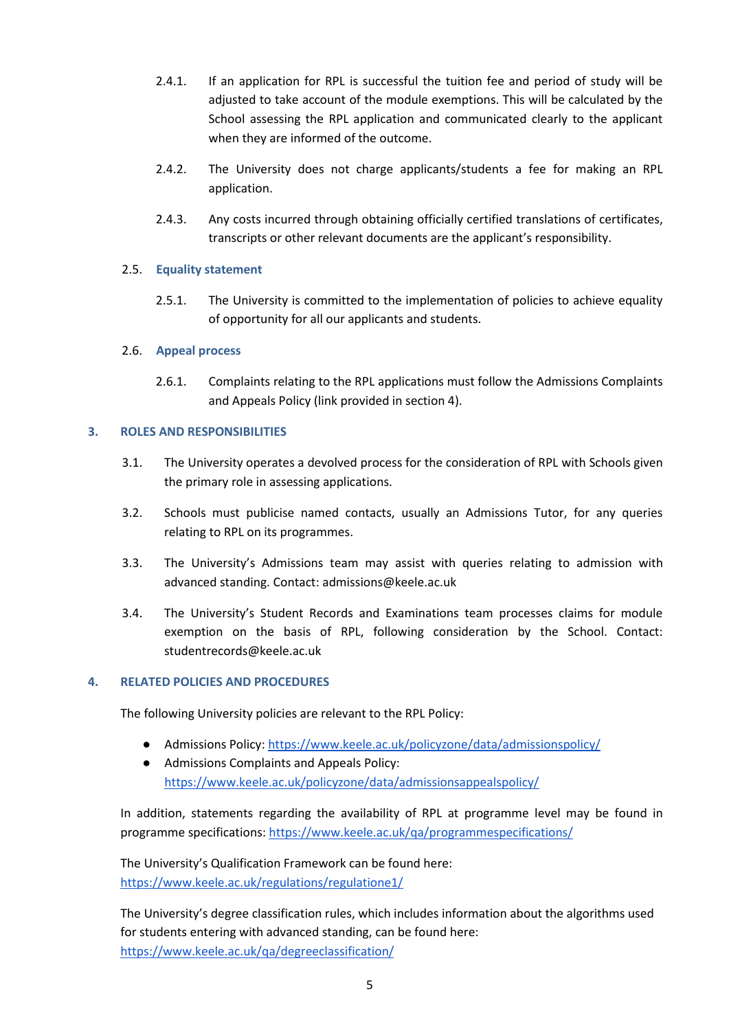2.4.1. If an application for RPL is successful the tuition fee and period of study will be adjusted to take account of the module exemptions. This will be calculated by the School assessing the RPL application and communicated clearly to the applicant when they are informed of the outcome.

2.4.2. The University does not charge applicants/students a fee for making an RPL application.

2.4.3. Any costs incurred through obtaining officially certified translations of certificates, transcripts or other relevant documents are the applicant's responsibility.

### 2.5. Equality statement

2.5.1. The University is committed to the implementation of policies to achieve equality of opportunity for all our applicants and students.

### 2.6. Appeal process

2.6.1. Complaints relating to the RPL applications must follow the Admissions Complaints and Appeals Policy (link provided in section 4).

## 3. ROLES AND RESPONSIBILITIES

3.1. The University operates a devolved process for the consideration of RPL with Schools given the primary role in assessing applications.

3.2. Schools must publicise named contacts, usually an Admissions Tutor, for any queries relating to RPL on its programmes.

3.3. The University's Admissions team may assist with queries relating to admission with advanced standing. Contact: admissions@keele.ac.uk

3.4. The University's Student Records and Examinations team processes claims for module exemption on the basis of RPL, following consideration by the School. Contact: studentrecords@keele.ac.uk

## 4. RELATED POLICIES AND PROCEDURES

The following University policies are relevant to the RPL Policy:

- Admissions Policy: https://www.keele.ac.uk/policyzone/data/admissionspolicy/
- Admissions Complaints and Appeals Policy: https://www.keele.ac.uk/policyzone/data/admissionsappealspolicy/

In addition, statements regarding the availability of RPL at programme level may be found in programme specifications: https://www.keele.ac.uk/qa/programmespecifications/

The University's Qualification Framework can be found here: https://www.keele.ac.uk/regulations/regulatione1/

The University's degree classification rules, which includes information about the algorithms used for students entering with advanced standing, can be found here: https://www.keele.ac.uk/qa/degreeclassification/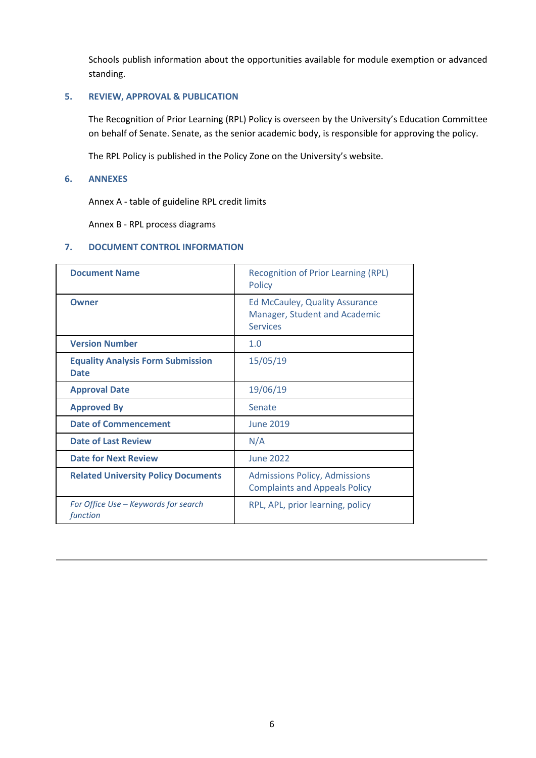Schools publish information about the opportunities available for module exemption or advanced standing.

## 5. REVIEW, APPROVAL & PUBLICATION

The Recognition of Prior Learning (RPL) Policy is overseen by the University's Education Committee on behalf of Senate. Senate, as the senior academic body, is responsible for approving the policy.

The RPL Policy is published in the Policy Zone on the University's website.

## 6. ANNEXES

Annex A - table of guideline RPL credit limits

Annex B - RPL process diagrams

## 7. DOCUMENT CONTROL INFORMATION

| | |
|---|---|
| **Document Name** | Recognition of Prior Learning (RPL) Policy |
| **Owner** | Ed McCauley, Quality Assurance Manager, Student and Academic Services |
| **Version Number** | 1.0 |
| **Equality Analysis Form Submission Date** | 15/05/19 |
| **Approval Date** | 19/06/19 |
| **Approved By** | Senate |
| **Date of Commencement** | June 2019 |
| **Date of Last Review** | N/A |
| **Date for Next Review** | June 2022 |
| **Related University Policy Documents** | Admissions Policy, Admissions Complaints and Appeals Policy |
| *For Office Use – Keywords for search function* | RPL, APL, prior learning, policy |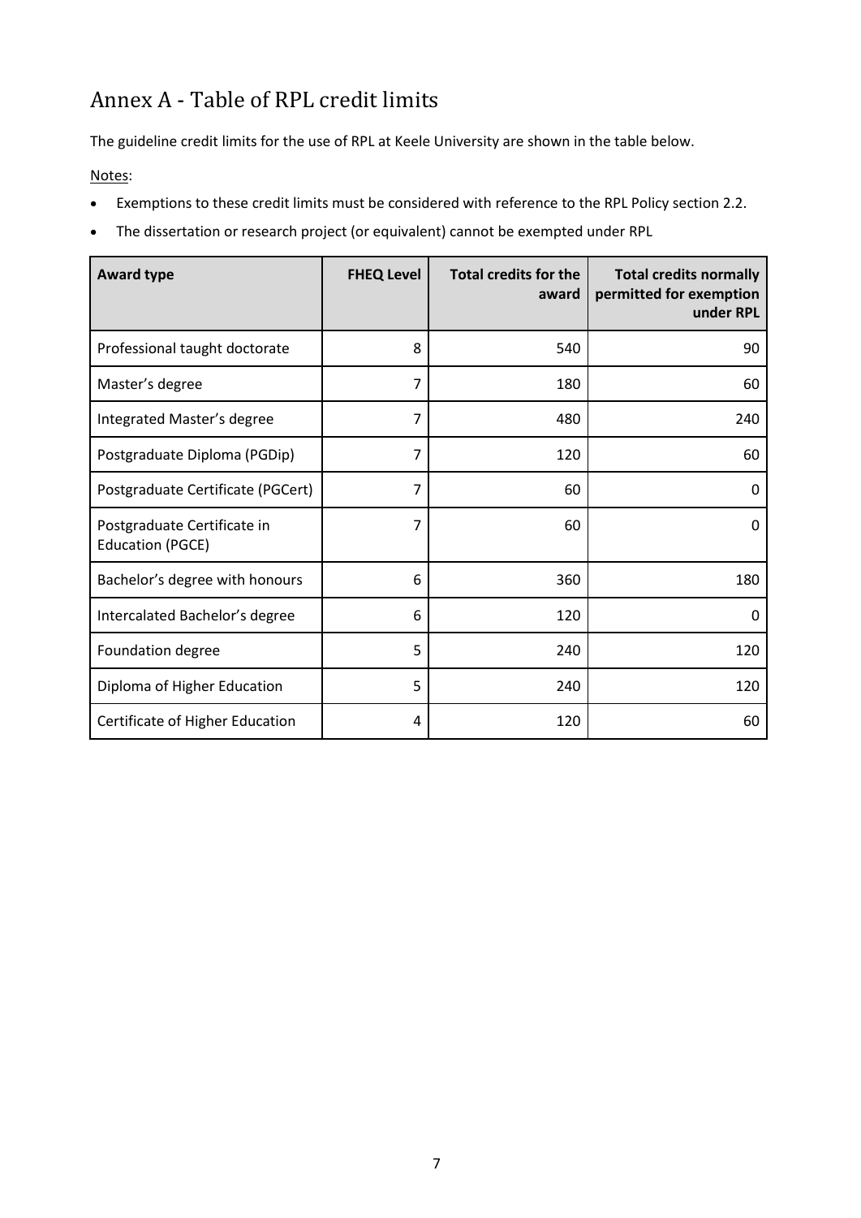# Annex A - Table of RPL credit limits

The guideline credit limits for the use of RPL at Keele University are shown in the table below.

<u>Notes</u>:

- Exemptions to these credit limits must be considered with reference to the RPL Policy section 2.2.
- The dissertation or research project (or equivalent) cannot be exempted under RPL

| Award type | FHEQ Level | Total credits for the award | Total credits normally permitted for exemption under RPL |
|---|---|---|---|
| Professional taught doctorate | 8 | 540 | 90 |
| Master's degree | 7 | 180 | 60 |
| Integrated Master's degree | 7 | 480 | 240 |
| Postgraduate Diploma (PGDip) | 7 | 120 | 60 |
| Postgraduate Certificate (PGCert) | 7 | 60 | 0 |
| Postgraduate Certificate in Education (PGCE) | 7 | 60 | 0 |
| Bachelor's degree with honours | 6 | 360 | 180 |
| Intercalated Bachelor's degree | 6 | 120 | 0 |
| Foundation degree | 5 | 240 | 120 |
| Diploma of Higher Education | 5 | 240 | 120 |
| Certificate of Higher Education | 4 | 120 | 60 |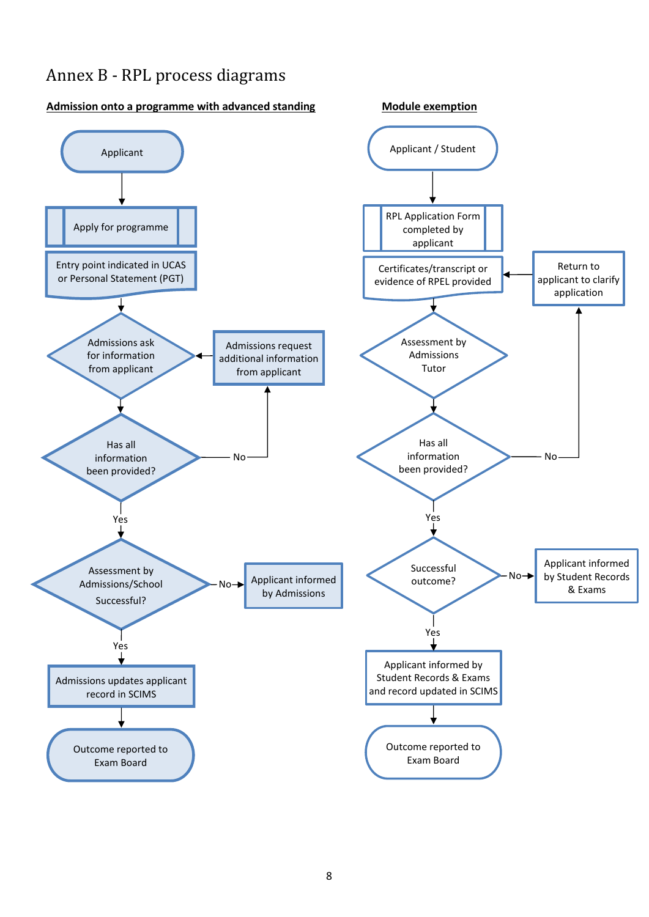# Annex B - RPL process diagrams

**Admission onto a programme with advanced standing**

Applicant

Apply for programme

Entry point indicated in UCAS or Personal Statement (PGT)

Admissions ask for information from applicant

Admissions request additional information from applicant

Has all information been provided?

No

Yes

Assessment by Admissions/School Successful?

No

Applicant informed by Admissions

Yes

Admissions updates applicant record in SCIMS

Outcome reported to Exam Board

**Module exemption**

Applicant / Student

RPL Application Form completed by applicant

Certificates/transcript or evidence of RPEL provided

Return to applicant to clarify application

Assessment by Admissions Tutor

Has all information been provided?

No

Yes

Successful outcome?

No

Applicant informed by Student Records & Exams

Yes

Applicant informed by Student Records & Exams and record updated in SCIMS

Outcome reported to Exam Board